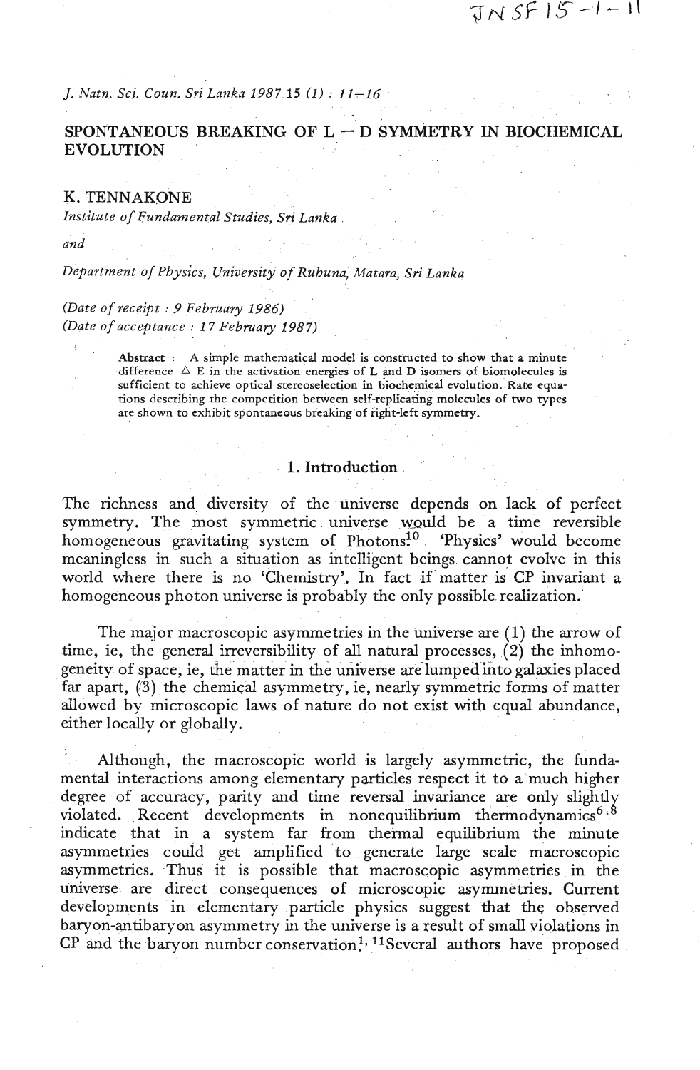# SPONTANEOUS BREAKING OF L — D SYMMETRY IN BIOCHEMICAL EVOLUTION

**K. TENNAKONE**

*Institute of Fundamental Studies, Sri Lanka*

*and*

*Department of Physics, University of Ruhuna, Matara, Sri Lanka*

*(Date of receipt : 9 February 1986)*
*(Date of acceptance : 17 February 1987)*

> **Abstract** : A simple mathematical model is constructed to show that a minute difference $\Delta$ E in the activation energies of L and D isomers of biomolecules is sufficient to achieve optical stereoselection in biochemical evolution. Rate equations describing the competition between self-replicating molecules of two types are shown to exhibit spontaneous breaking of right-left symmetry.

## 1. Introduction

The richness and diversity of the universe depends on lack of perfect symmetry. The most symmetric universe would be a time reversible homogeneous gravitating system of Photons[10]. 'Physics' would become meaningless in such a situation as intelligent beings cannot evolve in this world where there is no 'Chemistry'. In fact if matter is CP invariant a homogeneous photon universe is probably the only possible realization.

The major macroscopic asymmetries in the universe are (1) the arrow of time, ie, the general irreversibility of all natural processes, (2) the inhomogeneity of space, ie, the matter in the universe are lumped into galaxies placed far apart, (3) the chemical asymmetry, ie, nearly symmetric forms of matter allowed by microscopic laws of nature do not exist with equal abundance, either locally or globally.

Although, the macroscopic world is largely asymmetric, the fundamental interactions among elementary particles respect it to a much higher degree of accuracy, parity and time reversal invariance are only slightly violated. Recent developments in nonequilibrium thermodynamics[6-8] indicate that in a system far from thermal equilibrium the minute asymmetries could get amplified to generate large scale macroscopic asymmetries. Thus it is possible that macroscopic asymmetries in the universe are direct consequences of microscopic asymmetries. Current developments in elementary particle physics suggest that the observed baryon-antibaryon asymmetry in the universe is a result of small violations in CP and the baryon number conservation[1, 11]Several authors have proposed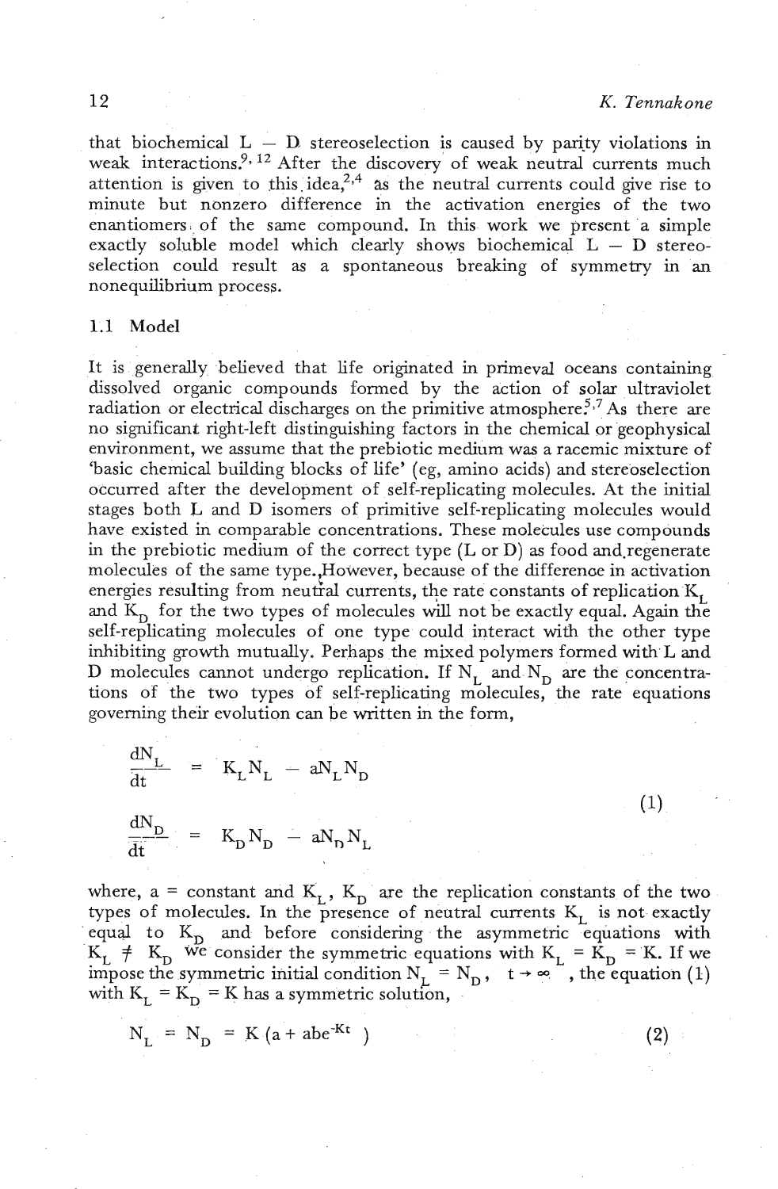that biochemical L − D stereoselection is caused by parity violations in weak interactions.[9, 12] After the discovery of weak neutral currents much attention is given to this idea,[2,4] as the neutral currents could give rise to minute but nonzero difference in the activation energies of the two enantiomers of the same compound. In this work we present a simple exactly soluble model which clearly shows biochemical L − D stereoselection could result as a spontaneous breaking of symmetry in an nonequilibrium process.

### 1.1 Model

It is generally believed that life originated in primeval oceans containing dissolved organic compounds formed by the action of solar ultraviolet radiation or electrical discharges on the primitive atmosphere.[5,7] As there are no significant right-left distinguishing factors in the chemical or geophysical environment, we assume that the prebiotic medium was a racemic mixture of 'basic chemical building blocks of life' (eg, amino acids) and stereoselection occurred after the development of self-replicating molecules. At the initial stages both L and D isomers of primitive self-replicating molecules would have existed in comparable concentrations. These molecules use compounds in the prebiotic medium of the correct type (L or D) as food and regenerate molecules of the same type. However, because of the difference in activation energies resulting from neutral currents, the rate constants of replication $K_L$ and $K_D$ for the two types of molecules will not be exactly equal. Again the self-replicating molecules of one type could interact with the other type inhibiting growth mutually. Perhaps the mixed polymers formed with L and D molecules cannot undergo replication. If $N_L$ and $N_D$ are the concentrations of the two types of self-replicating molecules, the rate equations governing their evolution can be written in the form,

$$\frac{dN_L}{dt} = K_L N_L - aN_L N_D$$
$$\frac{dN_D}{dt} = K_D N_D - aN_D N_L \tag{1}$$

where, a = constant and $K_L$, $K_D$ are the replication constants of the two types of molecules. In the presence of neutral currents $K_L$ is not exactly equal to $K_D$ and before considering the asymmetric equations with $K_L \neq K_D$ we consider the symmetric equations with $K_L = K_D = K$. If we impose the symmetric initial condition $N_L = N_D$, $t \to \infty$, the equation (1) with $K_L = K_D = K$ has a symmetric solution,

$$N_L = N_D = K\,(a + abe^{-Kt}) \tag{2}$$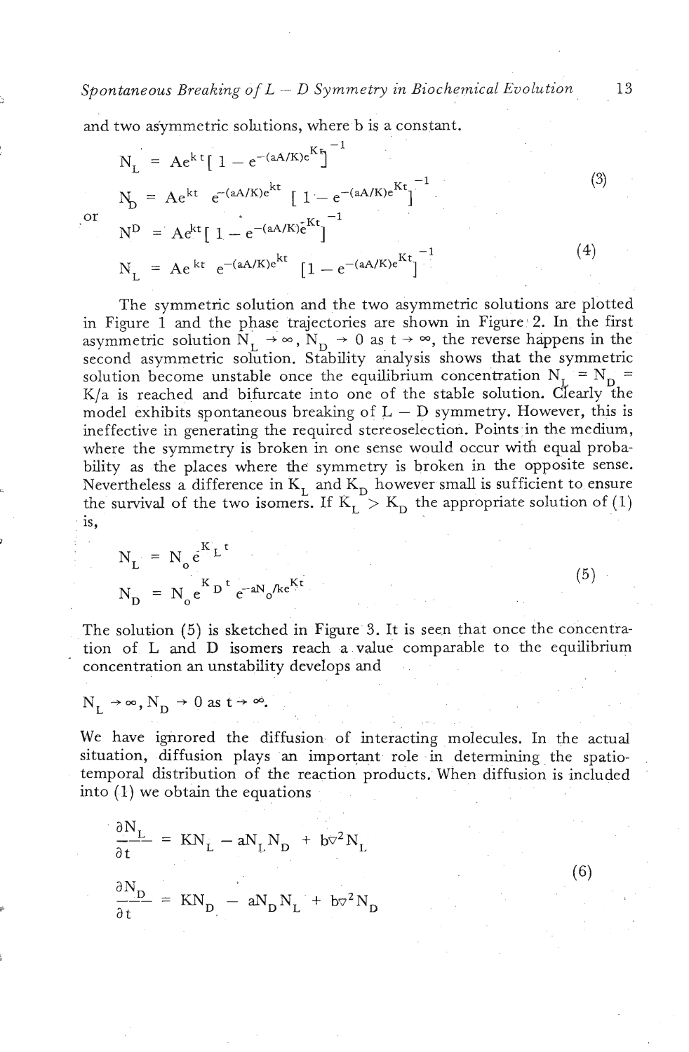and two asymmetric solutions, where b is a constant.

$$
\begin{aligned}
N_L &= Ae^{kt}\left[1 - e^{-(aA/K)e^{Kt}}\right]^{-1} \\
N_D &= Ae^{kt}\, e^{-(aA/K)e^{kt}} \left[1 - e^{-(aA/K)e^{Kt}}\right]^{-1}
\end{aligned}
\tag{3}
$$

or

$$
\begin{aligned}
N^D &= Ae^{kt}\left[1 - e^{-(aA/K)e^{Kt}}\right]^{-1} \\
N_L &= Ae^{kt}\, e^{-(aA/K)e^{kt}} \left[1 - e^{-(aA/K)e^{Kt}}\right]^{-1}
\end{aligned}
\tag{4}
$$

The symmetric solution and the two asymmetric solutions are plotted in Figure 1 and the phase trajectories are shown in Figure 2. In the first asymmetric solution $N_L \to \infty$, $N_D \to 0$ as $t \to \infty$, the reverse happens in the second asymmetric solution. Stability analysis shows that the symmetric solution become unstable once the equilibrium concentration $N_L = N_D = K/a$ is reached and bifurcate into one of the stable solution. Clearly the model exhibits spontaneous breaking of L – D symmetry. However, this is ineffective in generating the required stereoselection. Points in the medium, where the symmetry is broken in one sense would occur with equal probability as the places where the symmetry is broken in the opposite sense. Nevertheless a difference in $K_L$ and $K_D$ however small is sufficient to ensure the survival of the two isomers. If $K_L > K_D$ the appropriate solution of (1) is,

$$
\begin{aligned}
N_L &= N_o e^{K_L t} \\
N_D &= N_o e^{K_D t}\, e^{-aN_o/ke^{Kt}}
\end{aligned}
\tag{5}
$$

The solution (5) is sketched in Figure 3. It is seen that once the concentration of L and D isomers reach a value comparable to the equilibrium concentration an unstability develops and

$N_L \to \infty$, $N_D \to 0$ as $t \to \infty$.

We have ignrored the diffusion of interacting molecules. In the actual situation, diffusion plays an important role in determining the spatio-temporal distribution of the reaction products. When diffusion is included into (1) we obtain the equations

$$
\begin{aligned}
\frac{\partial N_L}{\partial t} &= KN_L - aN_L N_D + b\nabla^2 N_L \\
\frac{\partial N_D}{\partial t} &= KN_D - aN_D N_L + b\nabla^2 N_D
\end{aligned}
\tag{6}
$$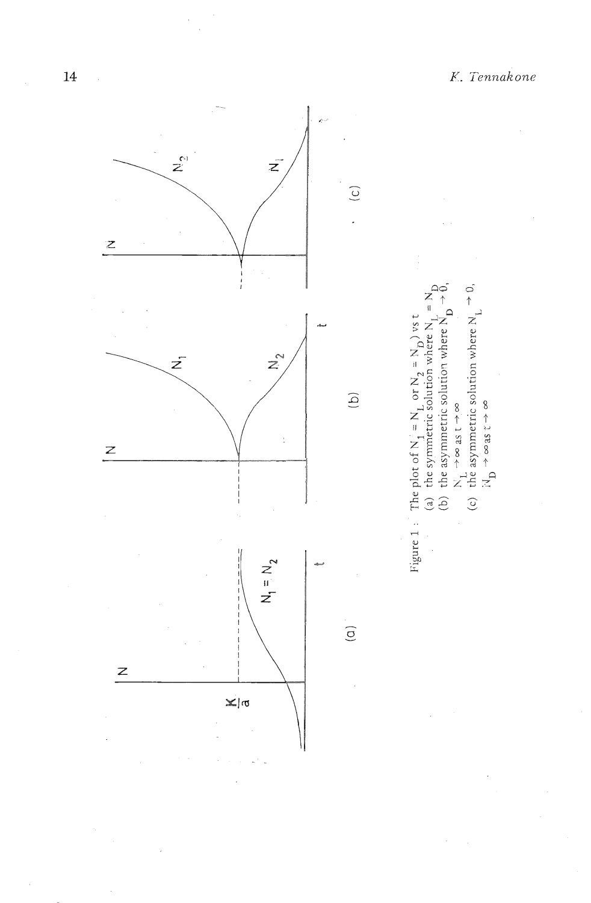Figure 1 : The plot of $N_1 = N_L$ or $N_2 = N_D$) vs t
(a) the symmetric solution where $N_L = N_D$
(b) the asymmetric solution where $N_D \to 0$, $N_L \to \infty$ as $t \to \infty$
(c) the asymmetric solution where $N_L \to 0$, $N_D \to \infty$ as $t \to \infty$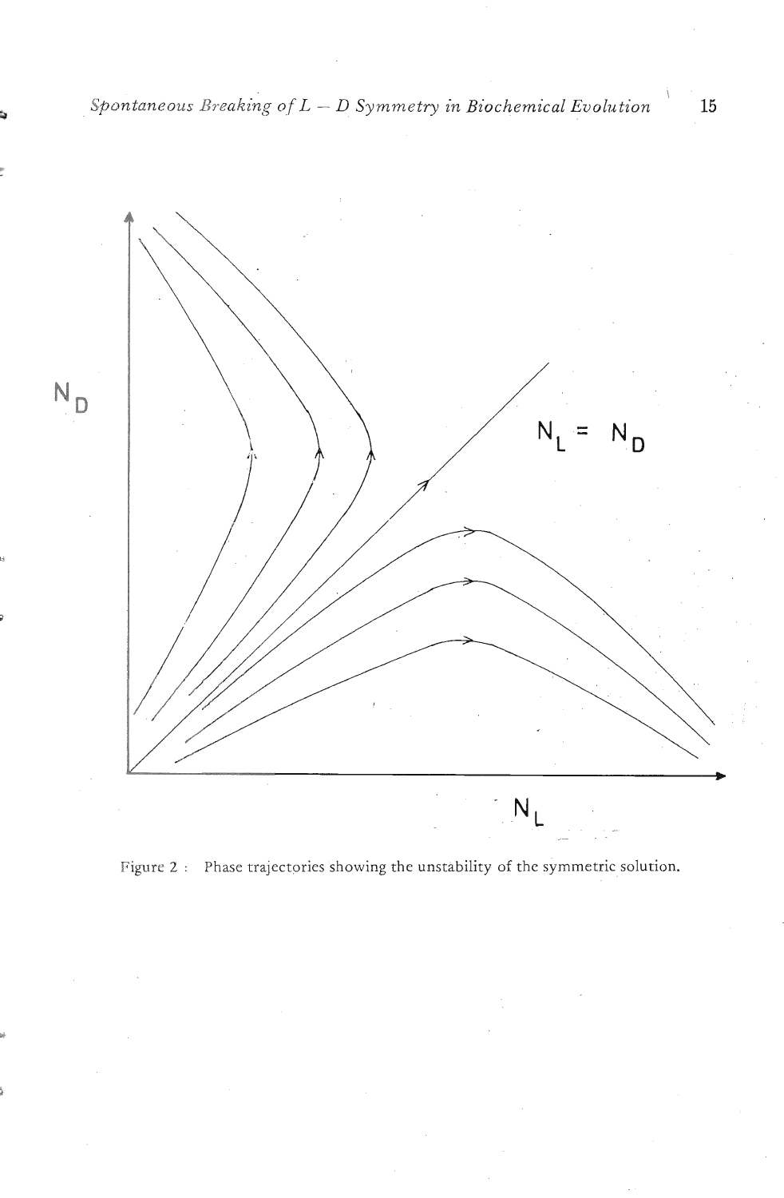Figure 2 : Phase trajectories showing the unstability of the symmetric solution.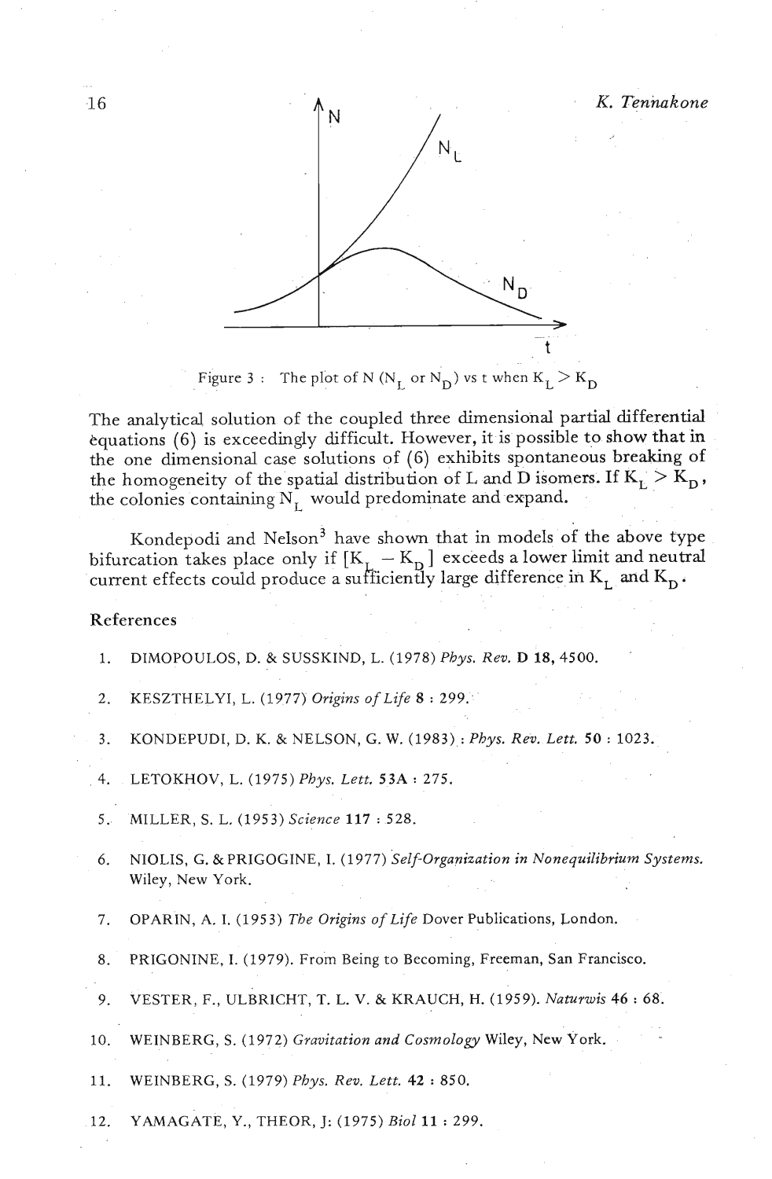N

$N_L$

$N_D$

t

Figure 3 : The plot of N ($N_L$ or $N_D$) vs t when $K_L > K_D$

The analytical solution of the coupled three dimensional partial differential equations (6) is exceedingly difficult. However, it is possible to show that in the one dimensional case solutions of (6) exhibits spontaneous breaking of the homogeneity of the spatial distribution of L and D isomers. If $K_L > K_D$, the colonies containing $N_L$ would predominate and expand.

Kondepodi and Nelson[3] have shown that in models of the above type bifurcation takes place only if $[K_L - K_D]$ exceeds a lower limit and neutral current effects could produce a sufficiently large difference in $K_L$ and $K_D$.

## References

1. DIMOPOULOS, D. & SUSSKIND, L. (1978) *Phys. Rev.* **D 18**, 4500.
2. KESZTHELYI, L. (1977) *Origins of Life* **8** : 299.
3. KONDEPUDI, D. K. & NELSON, G. W. (1983) : *Phys. Rev. Lett.* **50** : 1023.
4. LETOKHOV, L. (1975) *Phys. Lett.* **53A** : 275.
5. MILLER, S. L. (1953) *Science* **117** : 528.
6. NIOLIS, G. & PRIGOGINE, I. (1977) *Self-Organization in Nonequilibrium Systems.* Wiley, New York.
7. OPARIN, A. I. (1953) *The Origins of Life* Dover Publications, London.
8. PRIGONINE, I. (1979). From Being to Becoming, Freeman, San Francisco.
9. VESTER, F., ULBRICHT, T. L. V. & KRAUCH, H. (1959). *Naturwis* **46** : 68.
10. WEINBERG, S. (1972) *Gravitation and Cosmology* Wiley, New York.
11. WEINBERG, S. (1979) *Phys. Rev. Lett.* **42** : 850.
12. YAMAGATE, Y., THEOR, J: (1975) *Biol* **11** : 299.